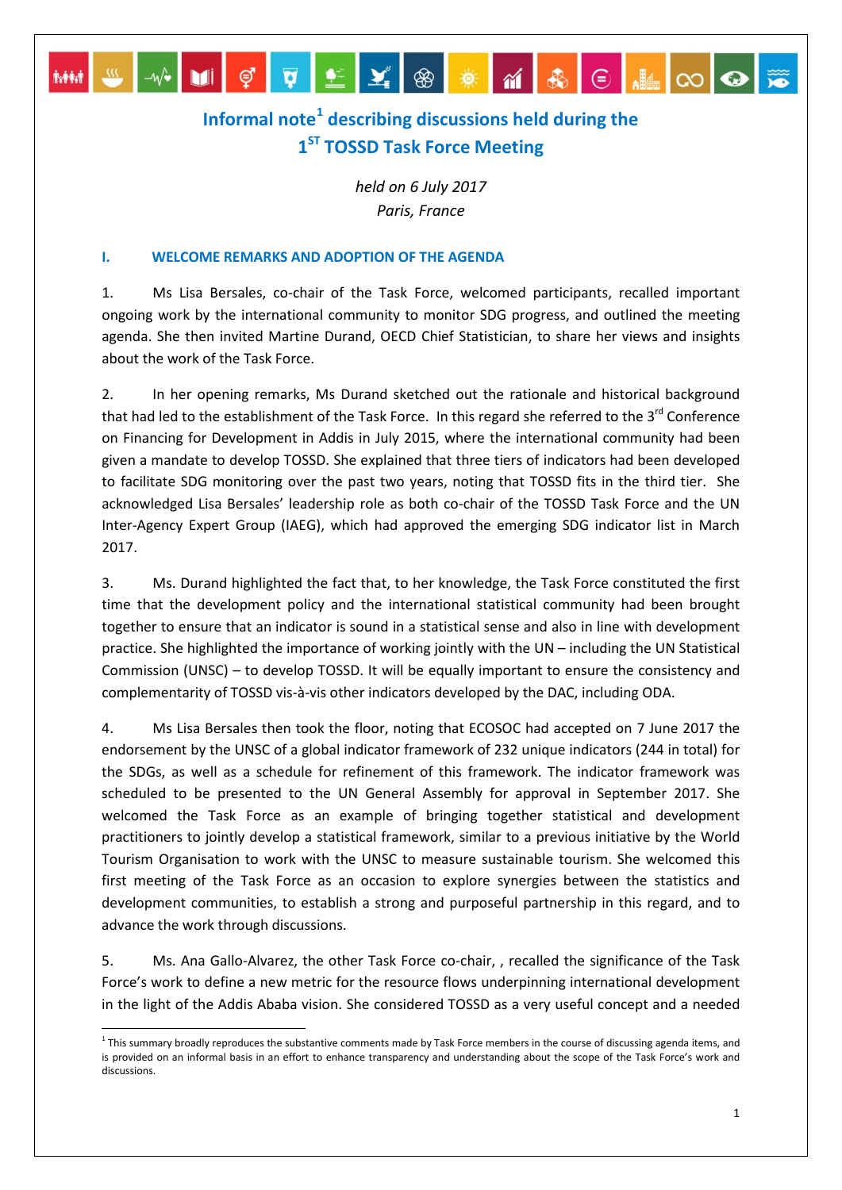# Informal note[1] describing discussions held during the 1[ST] TOSSD Task Force Meeting

*held on 6 July 2017*
*Paris, France*

## I. WELCOME REMARKS AND ADOPTION OF THE AGENDA

1. Ms Lisa Bersales, co-chair of the Task Force, welcomed participants, recalled important ongoing work by the international community to monitor SDG progress, and outlined the meeting agenda. She then invited Martine Durand, OECD Chief Statistician, to share her views and insights about the work of the Task Force.

2. In her opening remarks, Ms Durand sketched out the rationale and historical background that had led to the establishment of the Task Force. In this regard she referred to the 3rd Conference on Financing for Development in Addis in July 2015, where the international community had been given a mandate to develop TOSSD. She explained that three tiers of indicators had been developed to facilitate SDG monitoring over the past two years, noting that TOSSD fits in the third tier. She acknowledged Lisa Bersales' leadership role as both co-chair of the TOSSD Task Force and the UN Inter-Agency Expert Group (IAEG), which had approved the emerging SDG indicator list in March 2017.

3. Ms. Durand highlighted the fact that, to her knowledge, the Task Force constituted the first time that the development policy and the international statistical community had been brought together to ensure that an indicator is sound in a statistical sense and also in line with development practice. She highlighted the importance of working jointly with the UN – including the UN Statistical Commission (UNSC) – to develop TOSSD. It will be equally important to ensure the consistency and complementarity of TOSSD vis-à-vis other indicators developed by the DAC, including ODA.

4. Ms Lisa Bersales then took the floor, noting that ECOSOC had accepted on 7 June 2017 the endorsement by the UNSC of a global indicator framework of 232 unique indicators (244 in total) for the SDGs, as well as a schedule for refinement of this framework. The indicator framework was scheduled to be presented to the UN General Assembly for approval in September 2017. She welcomed the Task Force as an example of bringing together statistical and development practitioners to jointly develop a statistical framework, similar to a previous initiative by the World Tourism Organisation to work with the UNSC to measure sustainable tourism. She welcomed this first meeting of the Task Force as an occasion to explore synergies between the statistics and development communities, to establish a strong and purposeful partnership in this regard, and to advance the work through discussions.

5. Ms. Ana Gallo-Alvarez, the other Task Force co-chair, , recalled the significance of the Task Force's work to define a new metric for the resource flows underpinning international development in the light of the Addis Ababa vision. She considered TOSSD as a very useful concept and a needed

[1] This summary broadly reproduces the substantive comments made by Task Force members in the course of discussing agenda items, and is provided on an informal basis in an effort to enhance transparency and understanding about the scope of the Task Force's work and discussions.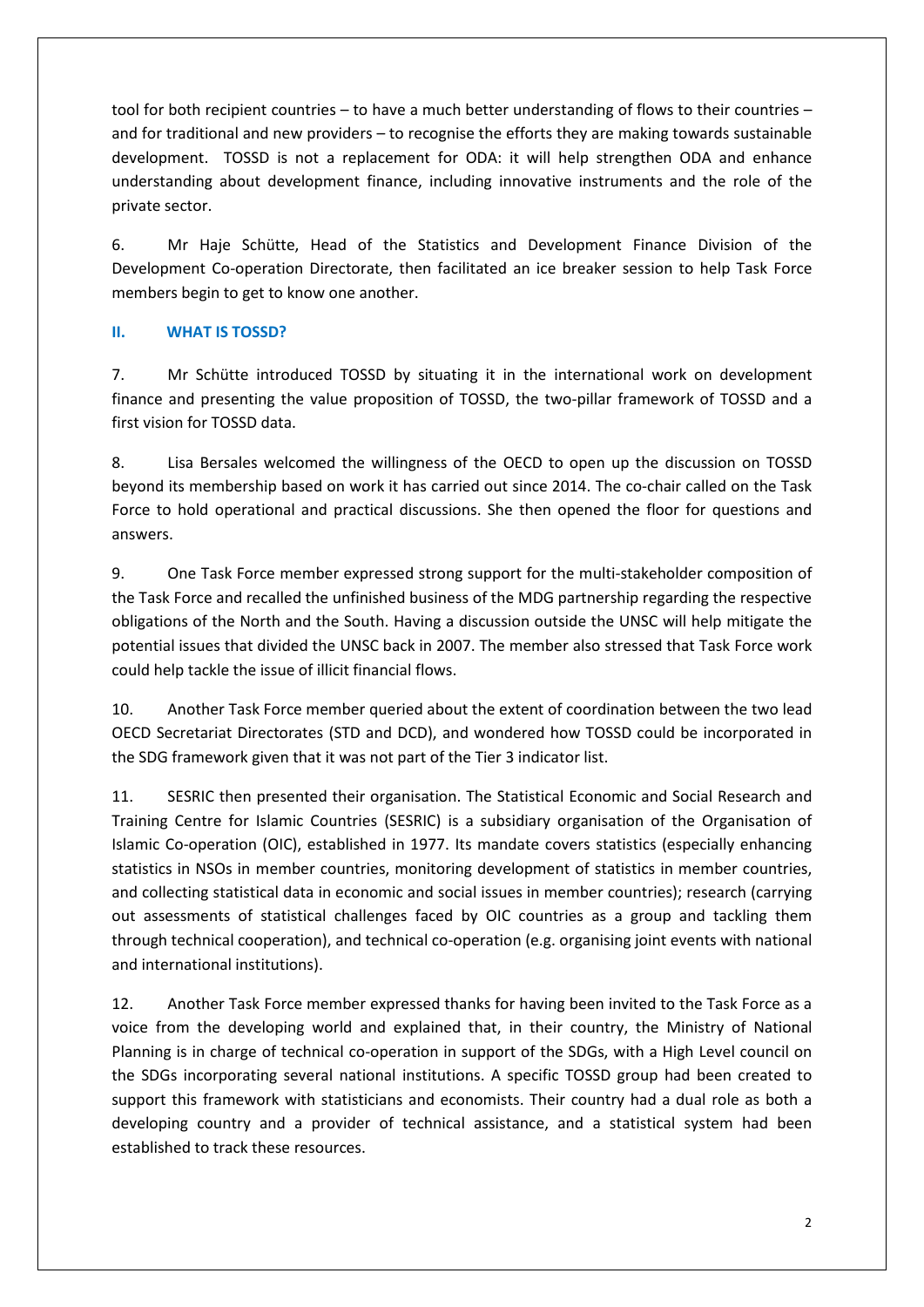tool for both recipient countries – to have a much better understanding of flows to their countries – and for traditional and new providers – to recognise the efforts they are making towards sustainable development. TOSSD is not a replacement for ODA: it will help strengthen ODA and enhance understanding about development finance, including innovative instruments and the role of the private sector.

6. Mr Haje Schütte, Head of the Statistics and Development Finance Division of the Development Co-operation Directorate, then facilitated an ice breaker session to help Task Force members begin to get to know one another.

## II. WHAT IS TOSSD?

7. Mr Schütte introduced TOSSD by situating it in the international work on development finance and presenting the value proposition of TOSSD, the two-pillar framework of TOSSD and a first vision for TOSSD data.

8. Lisa Bersales welcomed the willingness of the OECD to open up the discussion on TOSSD beyond its membership based on work it has carried out since 2014. The co-chair called on the Task Force to hold operational and practical discussions. She then opened the floor for questions and answers.

9. One Task Force member expressed strong support for the multi-stakeholder composition of the Task Force and recalled the unfinished business of the MDG partnership regarding the respective obligations of the North and the South. Having a discussion outside the UNSC will help mitigate the potential issues that divided the UNSC back in 2007. The member also stressed that Task Force work could help tackle the issue of illicit financial flows.

10. Another Task Force member queried about the extent of coordination between the two lead OECD Secretariat Directorates (STD and DCD), and wondered how TOSSD could be incorporated in the SDG framework given that it was not part of the Tier 3 indicator list.

11. SESRIC then presented their organisation. The Statistical Economic and Social Research and Training Centre for Islamic Countries (SESRIC) is a subsidiary organisation of the Organisation of Islamic Co-operation (OIC), established in 1977. Its mandate covers statistics (especially enhancing statistics in NSOs in member countries, monitoring development of statistics in member countries, and collecting statistical data in economic and social issues in member countries); research (carrying out assessments of statistical challenges faced by OIC countries as a group and tackling them through technical cooperation), and technical co-operation (e.g. organising joint events with national and international institutions).

12. Another Task Force member expressed thanks for having been invited to the Task Force as a voice from the developing world and explained that, in their country, the Ministry of National Planning is in charge of technical co-operation in support of the SDGs, with a High Level council on the SDGs incorporating several national institutions. A specific TOSSD group had been created to support this framework with statisticians and economists. Their country had a dual role as both a developing country and a provider of technical assistance, and a statistical system had been established to track these resources.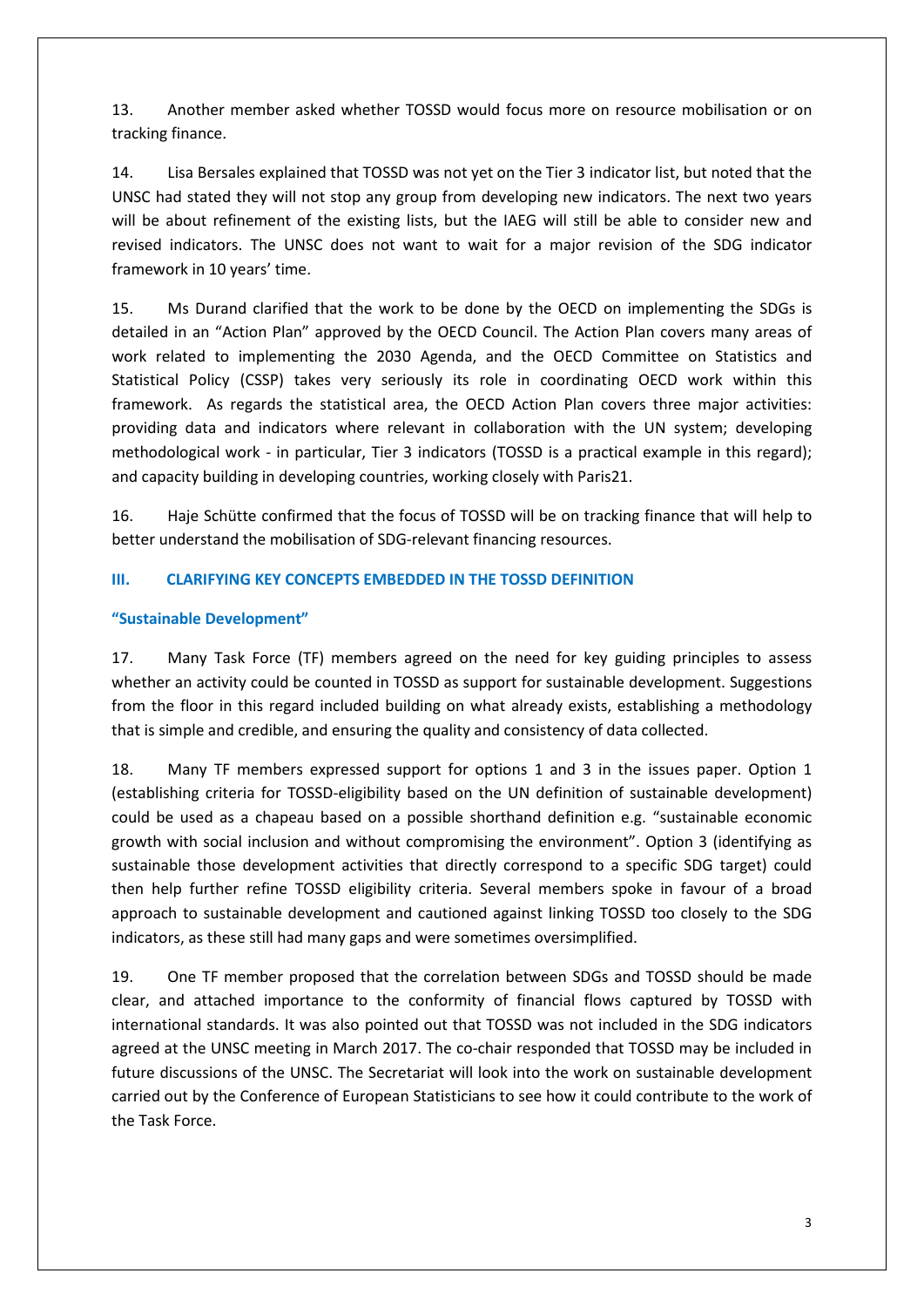13. Another member asked whether TOSSD would focus more on resource mobilisation or on tracking finance.

14. Lisa Bersales explained that TOSSD was not yet on the Tier 3 indicator list, but noted that the UNSC had stated they will not stop any group from developing new indicators. The next two years will be about refinement of the existing lists, but the IAEG will still be able to consider new and revised indicators. The UNSC does not want to wait for a major revision of the SDG indicator framework in 10 years' time.

15. Ms Durand clarified that the work to be done by the OECD on implementing the SDGs is detailed in an "Action Plan" approved by the OECD Council. The Action Plan covers many areas of work related to implementing the 2030 Agenda, and the OECD Committee on Statistics and Statistical Policy (CSSP) takes very seriously its role in coordinating OECD work within this framework. As regards the statistical area, the OECD Action Plan covers three major activities: providing data and indicators where relevant in collaboration with the UN system; developing methodological work - in particular, Tier 3 indicators (TOSSD is a practical example in this regard); and capacity building in developing countries, working closely with Paris21.

16. Haje Schütte confirmed that the focus of TOSSD will be on tracking finance that will help to better understand the mobilisation of SDG-relevant financing resources.

## III. CLARIFYING KEY CONCEPTS EMBEDDED IN THE TOSSD DEFINITION

### "Sustainable Development"

17. Many Task Force (TF) members agreed on the need for key guiding principles to assess whether an activity could be counted in TOSSD as support for sustainable development. Suggestions from the floor in this regard included building on what already exists, establishing a methodology that is simple and credible, and ensuring the quality and consistency of data collected.

18. Many TF members expressed support for options 1 and 3 in the issues paper. Option 1 (establishing criteria for TOSSD-eligibility based on the UN definition of sustainable development) could be used as a chapeau based on a possible shorthand definition e.g. "sustainable economic growth with social inclusion and without compromising the environment". Option 3 (identifying as sustainable those development activities that directly correspond to a specific SDG target) could then help further refine TOSSD eligibility criteria. Several members spoke in favour of a broad approach to sustainable development and cautioned against linking TOSSD too closely to the SDG indicators, as these still had many gaps and were sometimes oversimplified.

19. One TF member proposed that the correlation between SDGs and TOSSD should be made clear, and attached importance to the conformity of financial flows captured by TOSSD with international standards. It was also pointed out that TOSSD was not included in the SDG indicators agreed at the UNSC meeting in March 2017. The co-chair responded that TOSSD may be included in future discussions of the UNSC. The Secretariat will look into the work on sustainable development carried out by the Conference of European Statisticians to see how it could contribute to the work of the Task Force.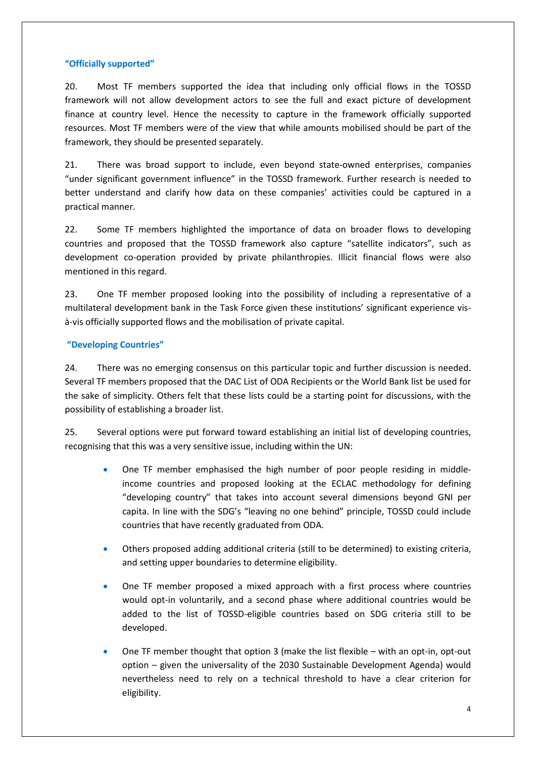### "Officially supported"

20. Most TF members supported the idea that including only official flows in the TOSSD framework will not allow development actors to see the full and exact picture of development finance at country level. Hence the necessity to capture in the framework officially supported resources. Most TF members were of the view that while amounts mobilised should be part of the framework, they should be presented separately.

21. There was broad support to include, even beyond state-owned enterprises, companies "under significant government influence" in the TOSSD framework. Further research is needed to better understand and clarify how data on these companies' activities could be captured in a practical manner.

22. Some TF members highlighted the importance of data on broader flows to developing countries and proposed that the TOSSD framework also capture "satellite indicators", such as development co-operation provided by private philanthropies. Illicit financial flows were also mentioned in this regard.

23. One TF member proposed looking into the possibility of including a representative of a multilateral development bank in the Task Force given these institutions' significant experience vis-à-vis officially supported flows and the mobilisation of private capital.

### "Developing Countries"

24. There was no emerging consensus on this particular topic and further discussion is needed. Several TF members proposed that the DAC List of ODA Recipients or the World Bank list be used for the sake of simplicity. Others felt that these lists could be a starting point for discussions, with the possibility of establishing a broader list.

25. Several options were put forward toward establishing an initial list of developing countries, recognising that this was a very sensitive issue, including within the UN:

- One TF member emphasised the high number of poor people residing in middle-income countries and proposed looking at the ECLAC methodology for defining "developing country" that takes into account several dimensions beyond GNI per capita. In line with the SDG's "leaving no one behind" principle, TOSSD could include countries that have recently graduated from ODA.

- Others proposed adding additional criteria (still to be determined) to existing criteria, and setting upper boundaries to determine eligibility.

- One TF member proposed a mixed approach with a first process where countries would opt-in voluntarily, and a second phase where additional countries would be added to the list of TOSSD-eligible countries based on SDG criteria still to be developed.

- One TF member thought that option 3 (make the list flexible – with an opt-in, opt-out option – given the universality of the 2030 Sustainable Development Agenda) would nevertheless need to rely on a technical threshold to have a clear criterion for eligibility.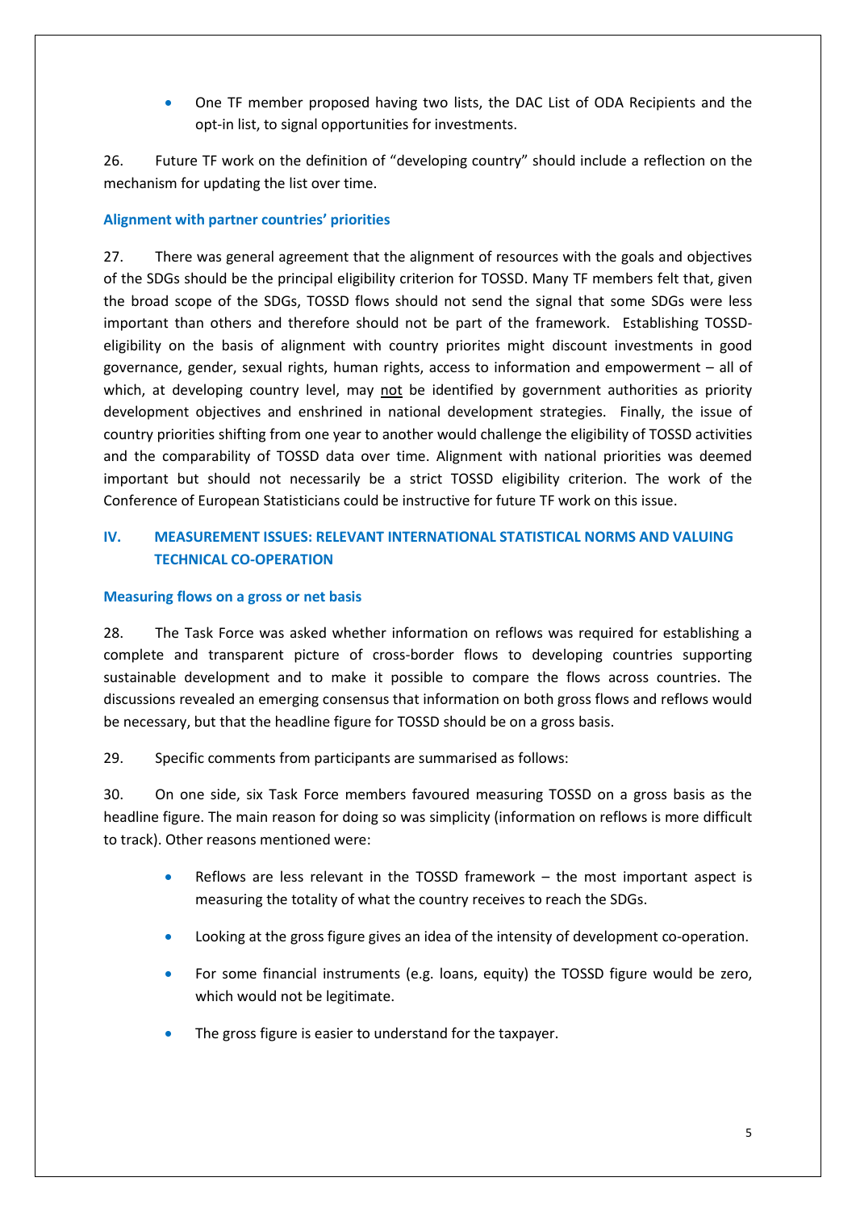- One TF member proposed having two lists, the DAC List of ODA Recipients and the opt-in list, to signal opportunities for investments.

26. Future TF work on the definition of "developing country" should include a reflection on the mechanism for updating the list over time.

### Alignment with partner countries' priorities

27. There was general agreement that the alignment of resources with the goals and objectives of the SDGs should be the principal eligibility criterion for TOSSD. Many TF members felt that, given the broad scope of the SDGs, TOSSD flows should not send the signal that some SDGs were less important than others and therefore should not be part of the framework. Establishing TOSSD-eligibility on the basis of alignment with country priorites might discount investments in good governance, gender, sexual rights, human rights, access to information and empowerment – all of which, at developing country level, may <u>not</u> be identified by government authorities as priority development objectives and enshrined in national development strategies. Finally, the issue of country priorities shifting from one year to another would challenge the eligibility of TOSSD activities and the comparability of TOSSD data over time. Alignment with national priorities was deemed important but should not necessarily be a strict TOSSD eligibility criterion. The work of the Conference of European Statisticians could be instructive for future TF work on this issue.

## IV. MEASUREMENT ISSUES: RELEVANT INTERNATIONAL STATISTICAL NORMS AND VALUING TECHNICAL CO-OPERATION

### Measuring flows on a gross or net basis

28. The Task Force was asked whether information on reflows was required for establishing a complete and transparent picture of cross-border flows to developing countries supporting sustainable development and to make it possible to compare the flows across countries. The discussions revealed an emerging consensus that information on both gross flows and reflows would be necessary, but that the headline figure for TOSSD should be on a gross basis.

29. Specific comments from participants are summarised as follows:

30. On one side, six Task Force members favoured measuring TOSSD on a gross basis as the headline figure. The main reason for doing so was simplicity (information on reflows is more difficult to track). Other reasons mentioned were:

- Reflows are less relevant in the TOSSD framework – the most important aspect is measuring the totality of what the country receives to reach the SDGs.
- Looking at the gross figure gives an idea of the intensity of development co-operation.
- For some financial instruments (e.g. loans, equity) the TOSSD figure would be zero, which would not be legitimate.
- The gross figure is easier to understand for the taxpayer.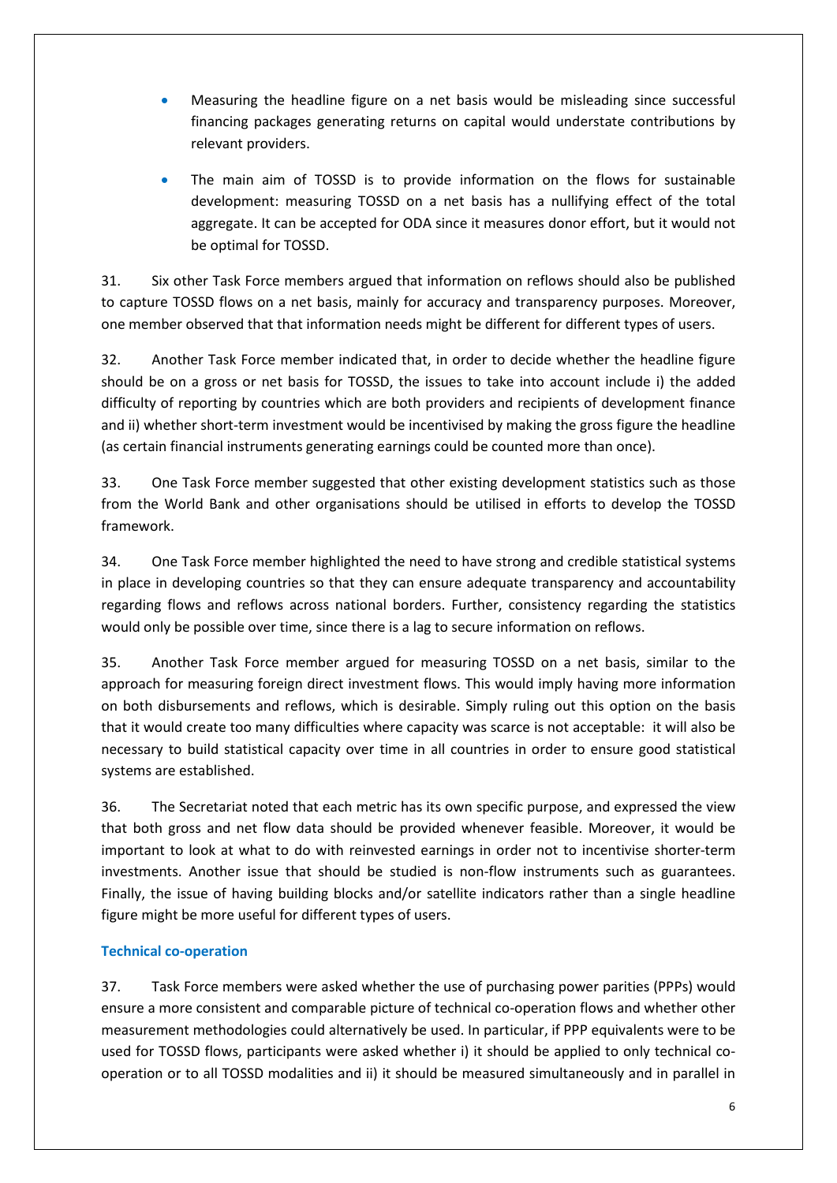- Measuring the headline figure on a net basis would be misleading since successful financing packages generating returns on capital would understate contributions by relevant providers.

- The main aim of TOSSD is to provide information on the flows for sustainable development: measuring TOSSD on a net basis has a nullifying effect of the total aggregate. It can be accepted for ODA since it measures donor effort, but it would not be optimal for TOSSD.

31. Six other Task Force members argued that information on reflows should also be published to capture TOSSD flows on a net basis, mainly for accuracy and transparency purposes. Moreover, one member observed that that information needs might be different for different types of users.

32. Another Task Force member indicated that, in order to decide whether the headline figure should be on a gross or net basis for TOSSD, the issues to take into account include i) the added difficulty of reporting by countries which are both providers and recipients of development finance and ii) whether short-term investment would be incentivised by making the gross figure the headline (as certain financial instruments generating earnings could be counted more than once).

33. One Task Force member suggested that other existing development statistics such as those from the World Bank and other organisations should be utilised in efforts to develop the TOSSD framework.

34. One Task Force member highlighted the need to have strong and credible statistical systems in place in developing countries so that they can ensure adequate transparency and accountability regarding flows and reflows across national borders. Further, consistency regarding the statistics would only be possible over time, since there is a lag to secure information on reflows.

35. Another Task Force member argued for measuring TOSSD on a net basis, similar to the approach for measuring foreign direct investment flows. This would imply having more information on both disbursements and reflows, which is desirable. Simply ruling out this option on the basis that it would create too many difficulties where capacity was scarce is not acceptable: it will also be necessary to build statistical capacity over time in all countries in order to ensure good statistical systems are established.

36. The Secretariat noted that each metric has its own specific purpose, and expressed the view that both gross and net flow data should be provided whenever feasible. Moreover, it would be important to look at what to do with reinvested earnings in order not to incentivise shorter-term investments. Another issue that should be studied is non-flow instruments such as guarantees. Finally, the issue of having building blocks and/or satellite indicators rather than a single headline figure might be more useful for different types of users.

### Technical co-operation

37. Task Force members were asked whether the use of purchasing power parities (PPPs) would ensure a more consistent and comparable picture of technical co-operation flows and whether other measurement methodologies could alternatively be used. In particular, if PPP equivalents were to be used for TOSSD flows, participants were asked whether i) it should be applied to only technical co-operation or to all TOSSD modalities and ii) it should be measured simultaneously and in parallel in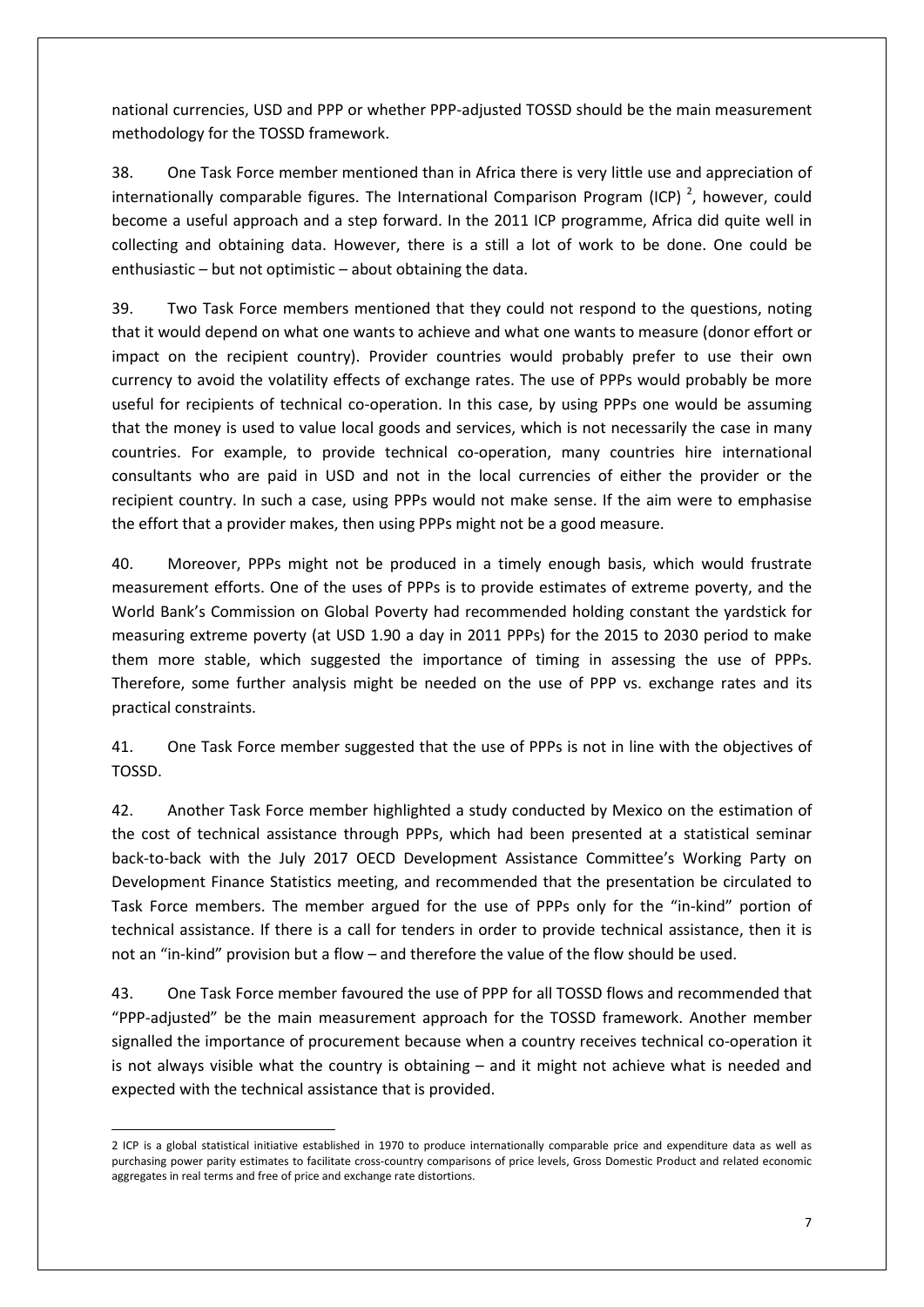national currencies, USD and PPP or whether PPP-adjusted TOSSD should be the main measurement methodology for the TOSSD framework.

38. One Task Force member mentioned than in Africa there is very little use and appreciation of internationally comparable figures. The International Comparison Program (ICP) [2], however, could become a useful approach and a step forward. In the 2011 ICP programme, Africa did quite well in collecting and obtaining data. However, there is a still a lot of work to be done. One could be enthusiastic – but not optimistic – about obtaining the data.

39. Two Task Force members mentioned that they could not respond to the questions, noting that it would depend on what one wants to achieve and what one wants to measure (donor effort or impact on the recipient country). Provider countries would probably prefer to use their own currency to avoid the volatility effects of exchange rates. The use of PPPs would probably be more useful for recipients of technical co-operation. In this case, by using PPPs one would be assuming that the money is used to value local goods and services, which is not necessarily the case in many countries. For example, to provide technical co-operation, many countries hire international consultants who are paid in USD and not in the local currencies of either the provider or the recipient country. In such a case, using PPPs would not make sense. If the aim were to emphasise the effort that a provider makes, then using PPPs might not be a good measure.

40. Moreover, PPPs might not be produced in a timely enough basis, which would frustrate measurement efforts. One of the uses of PPPs is to provide estimates of extreme poverty, and the World Bank's Commission on Global Poverty had recommended holding constant the yardstick for measuring extreme poverty (at USD 1.90 a day in 2011 PPPs) for the 2015 to 2030 period to make them more stable, which suggested the importance of timing in assessing the use of PPPs. Therefore, some further analysis might be needed on the use of PPP vs. exchange rates and its practical constraints.

41. One Task Force member suggested that the use of PPPs is not in line with the objectives of TOSSD.

42. Another Task Force member highlighted a study conducted by Mexico on the estimation of the cost of technical assistance through PPPs, which had been presented at a statistical seminar back-to-back with the July 2017 OECD Development Assistance Committee's Working Party on Development Finance Statistics meeting, and recommended that the presentation be circulated to Task Force members. The member argued for the use of PPPs only for the "in-kind" portion of technical assistance. If there is a call for tenders in order to provide technical assistance, then it is not an "in-kind" provision but a flow – and therefore the value of the flow should be used.

43. One Task Force member favoured the use of PPP for all TOSSD flows and recommended that "PPP-adjusted" be the main measurement approach for the TOSSD framework. Another member signalled the importance of procurement because when a country receives technical co-operation it is not always visible what the country is obtaining – and it might not achieve what is needed and expected with the technical assistance that is provided.

[2] ICP is a global statistical initiative established in 1970 to produce internationally comparable price and expenditure data as well as purchasing power parity estimates to facilitate cross-country comparisons of price levels, Gross Domestic Product and related economic aggregates in real terms and free of price and exchange rate distortions.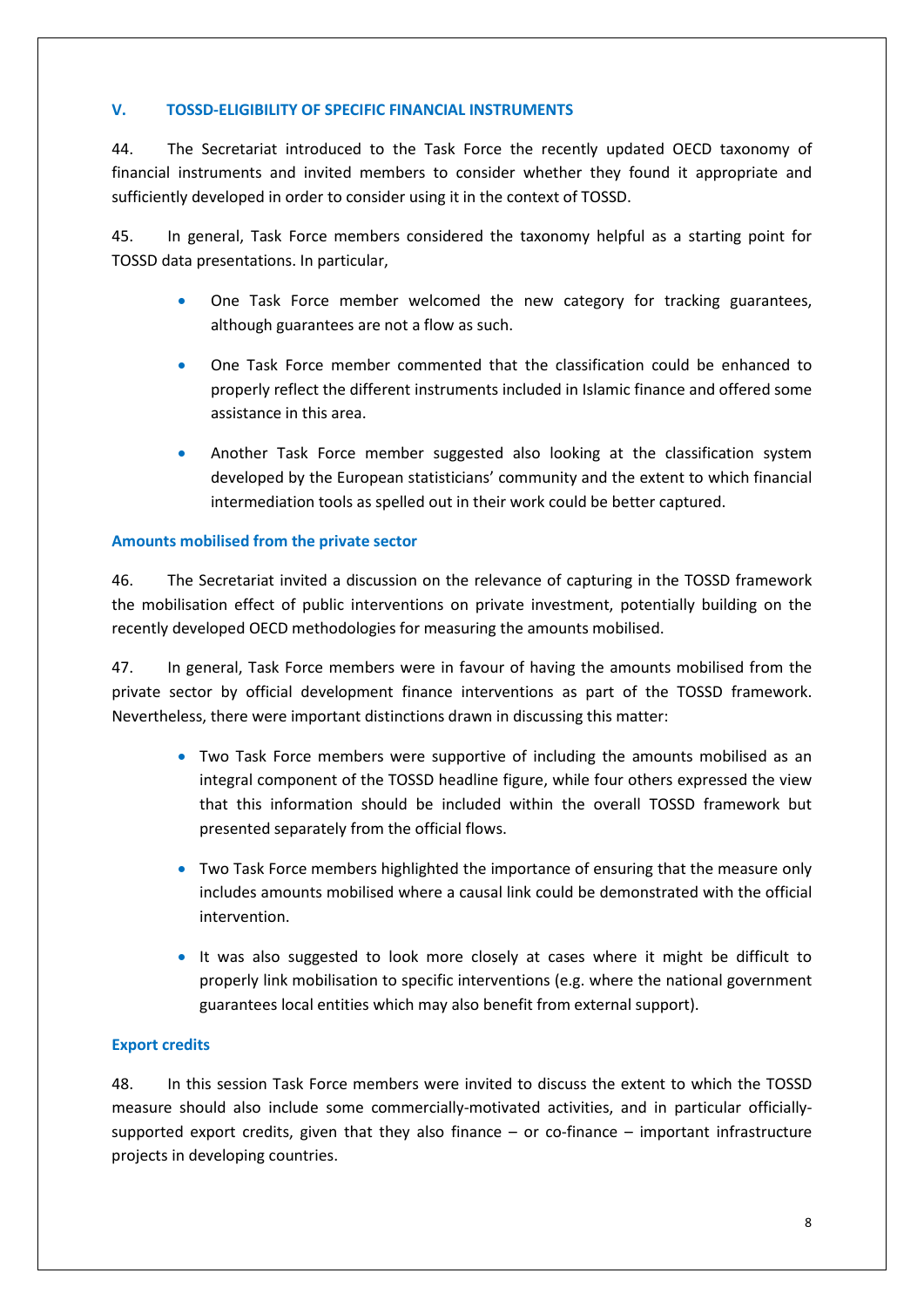## V. TOSSD-ELIGIBILITY OF SPECIFIC FINANCIAL INSTRUMENTS

44. The Secretariat introduced to the Task Force the recently updated OECD taxonomy of financial instruments and invited members to consider whether they found it appropriate and sufficiently developed in order to consider using it in the context of TOSSD.

45. In general, Task Force members considered the taxonomy helpful as a starting point for TOSSD data presentations. In particular,

- One Task Force member welcomed the new category for tracking guarantees, although guarantees are not a flow as such.
- One Task Force member commented that the classification could be enhanced to properly reflect the different instruments included in Islamic finance and offered some assistance in this area.
- Another Task Force member suggested also looking at the classification system developed by the European statisticians' community and the extent to which financial intermediation tools as spelled out in their work could be better captured.

### Amounts mobilised from the private sector

46. The Secretariat invited a discussion on the relevance of capturing in the TOSSD framework the mobilisation effect of public interventions on private investment, potentially building on the recently developed OECD methodologies for measuring the amounts mobilised.

47. In general, Task Force members were in favour of having the amounts mobilised from the private sector by official development finance interventions as part of the TOSSD framework. Nevertheless, there were important distinctions drawn in discussing this matter:

- Two Task Force members were supportive of including the amounts mobilised as an integral component of the TOSSD headline figure, while four others expressed the view that this information should be included within the overall TOSSD framework but presented separately from the official flows.
- Two Task Force members highlighted the importance of ensuring that the measure only includes amounts mobilised where a causal link could be demonstrated with the official intervention.
- It was also suggested to look more closely at cases where it might be difficult to properly link mobilisation to specific interventions (e.g. where the national government guarantees local entities which may also benefit from external support).

### Export credits

48. In this session Task Force members were invited to discuss the extent to which the TOSSD measure should also include some commercially-motivated activities, and in particular officially-supported export credits, given that they also finance – or co-finance – important infrastructure projects in developing countries.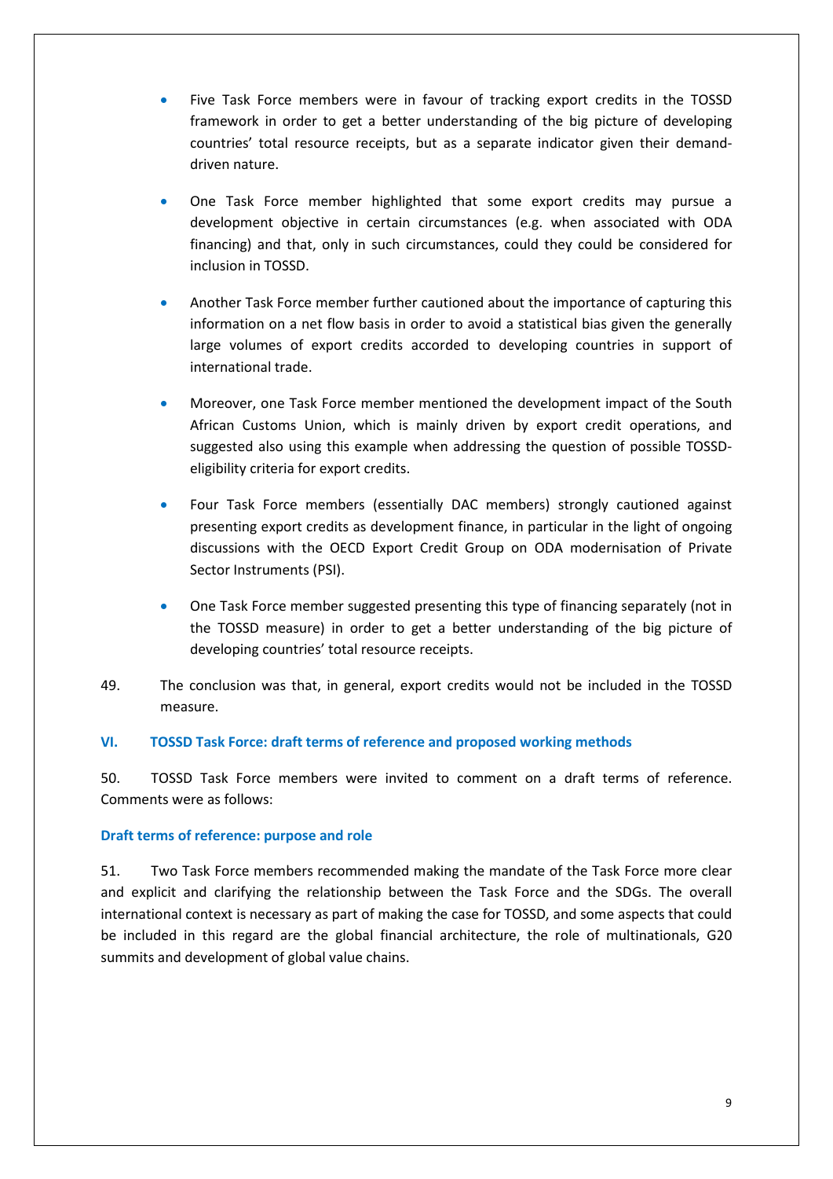- Five Task Force members were in favour of tracking export credits in the TOSSD framework in order to get a better understanding of the big picture of developing countries' total resource receipts, but as a separate indicator given their demand-driven nature.

- One Task Force member highlighted that some export credits may pursue a development objective in certain circumstances (e.g. when associated with ODA financing) and that, only in such circumstances, could they could be considered for inclusion in TOSSD.

- Another Task Force member further cautioned about the importance of capturing this information on a net flow basis in order to avoid a statistical bias given the generally large volumes of export credits accorded to developing countries in support of international trade.

- Moreover, one Task Force member mentioned the development impact of the South African Customs Union, which is mainly driven by export credit operations, and suggested also using this example when addressing the question of possible TOSSD-eligibility criteria for export credits.

- Four Task Force members (essentially DAC members) strongly cautioned against presenting export credits as development finance, in particular in the light of ongoing discussions with the OECD Export Credit Group on ODA modernisation of Private Sector Instruments (PSI).

- One Task Force member suggested presenting this type of financing separately (not in the TOSSD measure) in order to get a better understanding of the big picture of developing countries' total resource receipts.

49. The conclusion was that, in general, export credits would not be included in the TOSSD measure.

## VI. TOSSD Task Force: draft terms of reference and proposed working methods

50. TOSSD Task Force members were invited to comment on a draft terms of reference. Comments were as follows:

### Draft terms of reference: purpose and role

51. Two Task Force members recommended making the mandate of the Task Force more clear and explicit and clarifying the relationship between the Task Force and the SDGs. The overall international context is necessary as part of making the case for TOSSD, and some aspects that could be included in this regard are the global financial architecture, the role of multinationals, G20 summits and development of global value chains.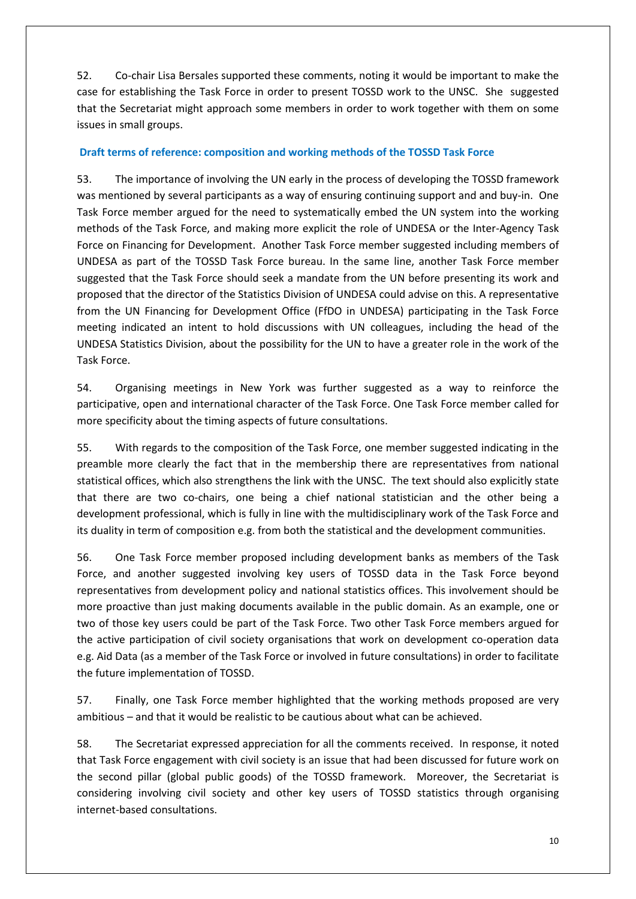52. Co-chair Lisa Bersales supported these comments, noting it would be important to make the case for establishing the Task Force in order to present TOSSD work to the UNSC. She suggested that the Secretariat might approach some members in order to work together with them on some issues in small groups.

### Draft terms of reference: composition and working methods of the TOSSD Task Force

53. The importance of involving the UN early in the process of developing the TOSSD framework was mentioned by several participants as a way of ensuring continuing support and and buy-in. One Task Force member argued for the need to systematically embed the UN system into the working methods of the Task Force, and making more explicit the role of UNDESA or the Inter-Agency Task Force on Financing for Development. Another Task Force member suggested including members of UNDESA as part of the TOSSD Task Force bureau. In the same line, another Task Force member suggested that the Task Force should seek a mandate from the UN before presenting its work and proposed that the director of the Statistics Division of UNDESA could advise on this. A representative from the UN Financing for Development Office (FfDO in UNDESA) participating in the Task Force meeting indicated an intent to hold discussions with UN colleagues, including the head of the UNDESA Statistics Division, about the possibility for the UN to have a greater role in the work of the Task Force.

54. Organising meetings in New York was further suggested as a way to reinforce the participative, open and international character of the Task Force. One Task Force member called for more specificity about the timing aspects of future consultations.

55. With regards to the composition of the Task Force, one member suggested indicating in the preamble more clearly the fact that in the membership there are representatives from national statistical offices, which also strengthens the link with the UNSC. The text should also explicitly state that there are two co-chairs, one being a chief national statistician and the other being a development professional, which is fully in line with the multidisciplinary work of the Task Force and its duality in term of composition e.g. from both the statistical and the development communities.

56. One Task Force member proposed including development banks as members of the Task Force, and another suggested involving key users of TOSSD data in the Task Force beyond representatives from development policy and national statistics offices. This involvement should be more proactive than just making documents available in the public domain. As an example, one or two of those key users could be part of the Task Force. Two other Task Force members argued for the active participation of civil society organisations that work on development co-operation data e.g. Aid Data (as a member of the Task Force or involved in future consultations) in order to facilitate the future implementation of TOSSD.

57. Finally, one Task Force member highlighted that the working methods proposed are very ambitious – and that it would be realistic to be cautious about what can be achieved.

58. The Secretariat expressed appreciation for all the comments received. In response, it noted that Task Force engagement with civil society is an issue that had been discussed for future work on the second pillar (global public goods) of the TOSSD framework. Moreover, the Secretariat is considering involving civil society and other key users of TOSSD statistics through organising internet-based consultations.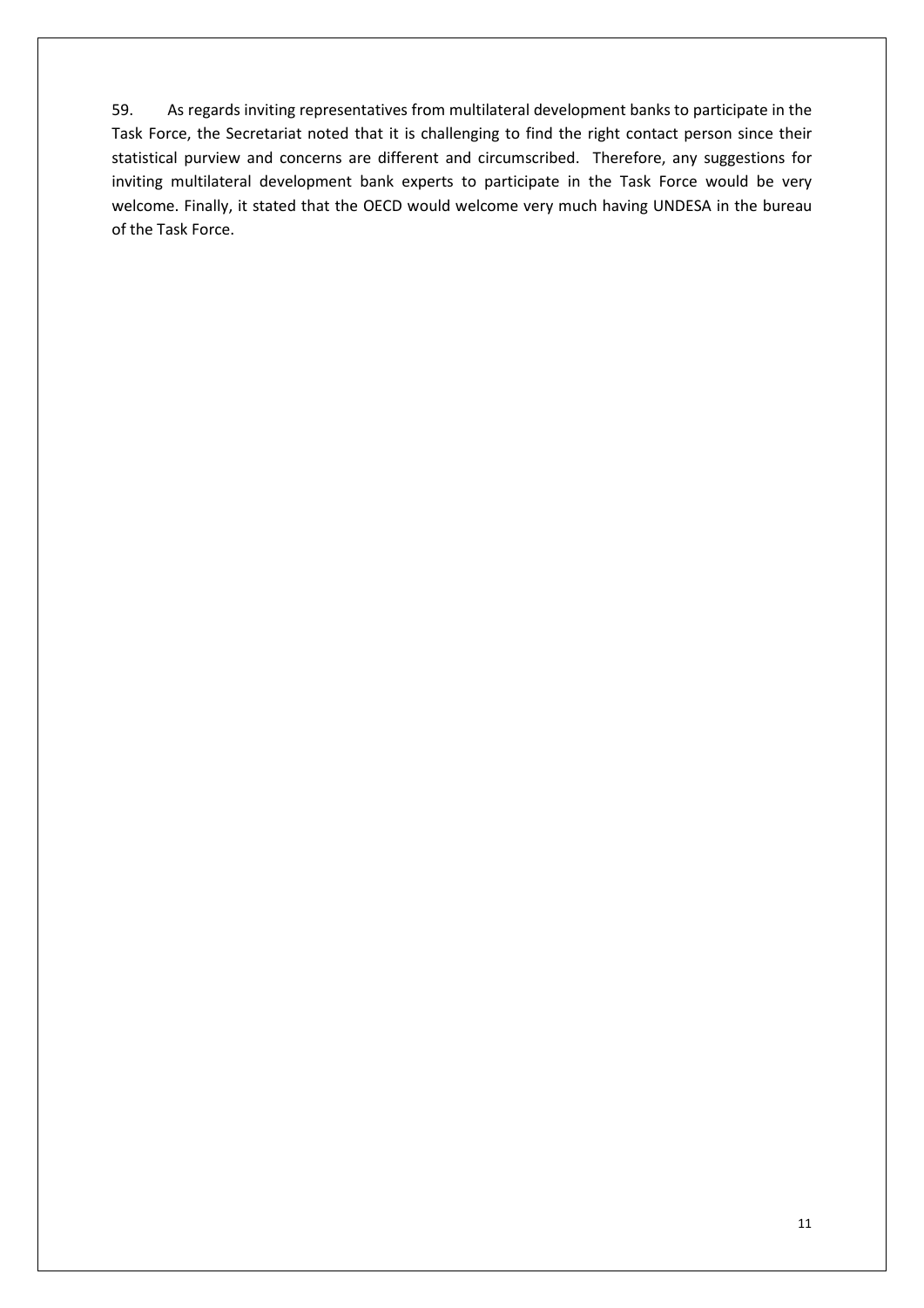59. As regards inviting representatives from multilateral development banks to participate in the Task Force, the Secretariat noted that it is challenging to find the right contact person since their statistical purview and concerns are different and circumscribed. Therefore, any suggestions for inviting multilateral development bank experts to participate in the Task Force would be very welcome. Finally, it stated that the OECD would welcome very much having UNDESA in the bureau of the Task Force.